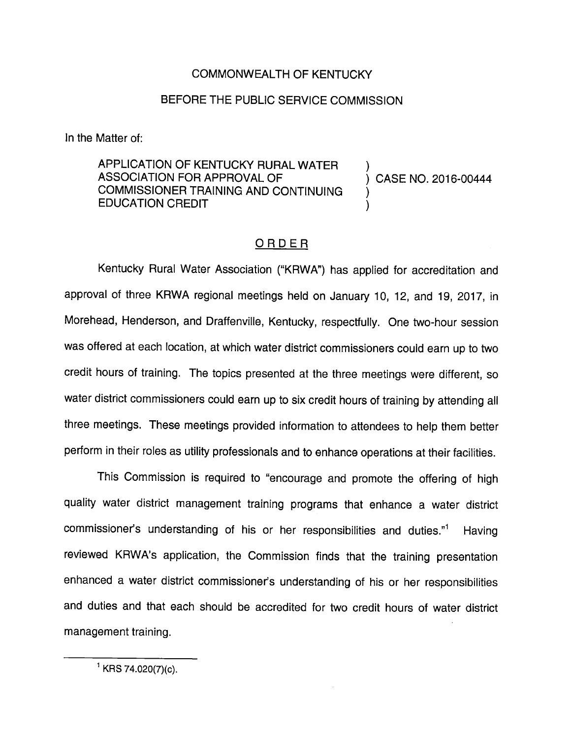COMMONWEALTH OF KENTUCKY

BEFORE THE PUBLIC SERVICE COMMISSION

In the Matter of:

APPLICATION OF KENTUCKY RURAL WATER ASSOCIATION FOR APPROVAL OF COMMISSIONER TRAINING AND CONTINUING EDUCATION CREDIT ) CASE NO. 2016-00444

## ORDER

Kentucky Rural Water Association ("KRWA") has applied for accreditation and approval of three KRWA regional meetings held on January 10, 12, and 19, 2017, in Morehead, Henderson, and Draffenville, Kentucky, respectfully. One two-hour session was offered at each location, at which water district commissioners could earn up to two credit hours of training. The topics presented at the three meetings were different, so water district commissioners could earn up to six credit hours of training by attending all three meetings. These meetings provided information to attendees to help them better perform in their roles as utility professionals and to enhance operations at their facilities.

This Commission is required to "encourage and promote the offering of high quality water district management training programs that enhance a water district commissioner's understanding of his or her responsibilities and duties."[1] Having reviewed KRWA's application, the Commission finds that the training presentation enhanced a water district commissioner's understanding of his or her responsibilities and duties and that each should be accredited for two credit hours of water district management training.

[1] KRS 74.020(7)(c).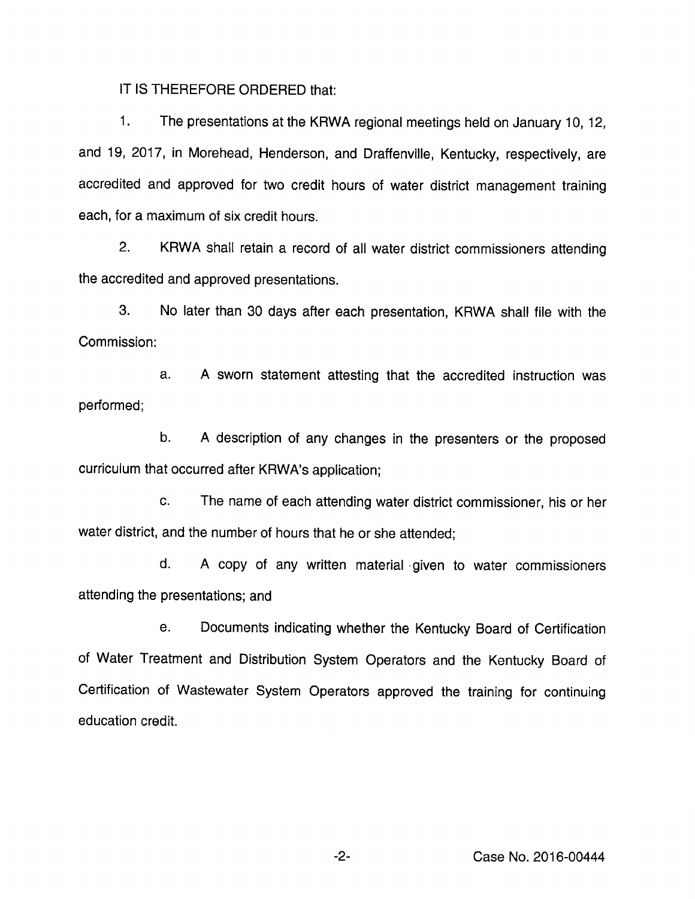IT IS THEREFORE ORDERED that:

1. The presentations at the KRWA regional meetings held on January 10, 12, and 19, 2017, in Morehead, Henderson, and Draffenville, Kentucky, respectively, are accredited and approved for two credit hours of water district management training each, for a maximum of six credit hours.

2. KRWA shall retain a record of all water district commissioners attending the accredited and approved presentations.

3. No later than 30 days after each presentation, KRWA shall file with the Commission:

   a. A sworn statement attesting that the accredited instruction was performed;

   b. A description of any changes in the presenters or the proposed curriculum that occurred after KRWA's application;

   c. The name of each attending water district commissioner, his or her water district, and the number of hours that he or she attended;

   d. A copy of any written material given to water commissioners attending the presentations; and

   e. Documents indicating whether the Kentucky Board of Certification of Water Treatment and Distribution System Operators and the Kentucky Board of Certification of Wastewater System Operators approved the training for continuing education credit.

Case No. 2016-00444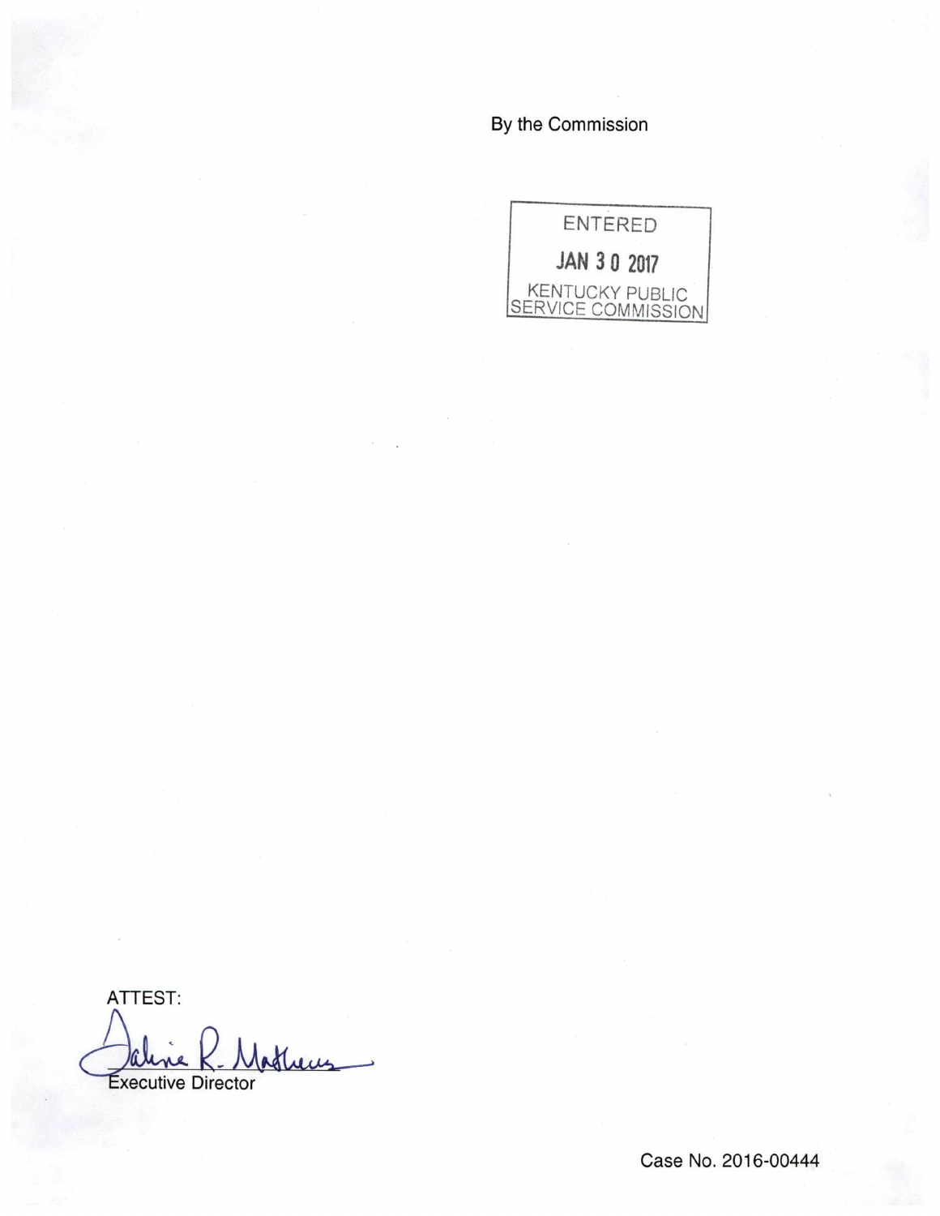By the Commission

ENTERED

JAN 30 2017

KENTUCKY PUBLIC SERVICE COMMISSION

ATTEST:

Executive Director

Case No. 2016-00444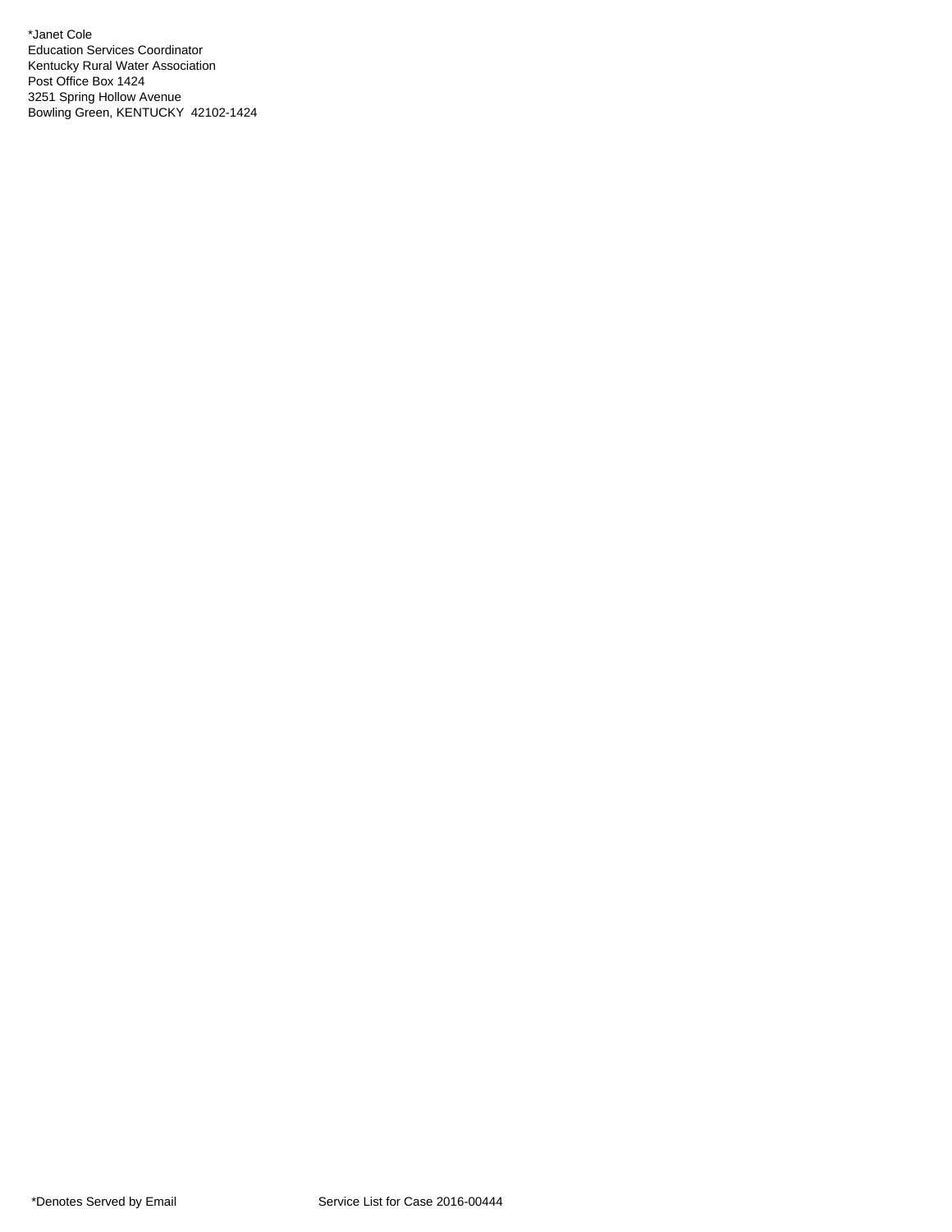*Janet Cole
Education Services Coordinator
Kentucky Rural Water Association
Post Office Box 1424
3251 Spring Hollow Avenue
Bowling Green, KENTUCKY 42102-1424